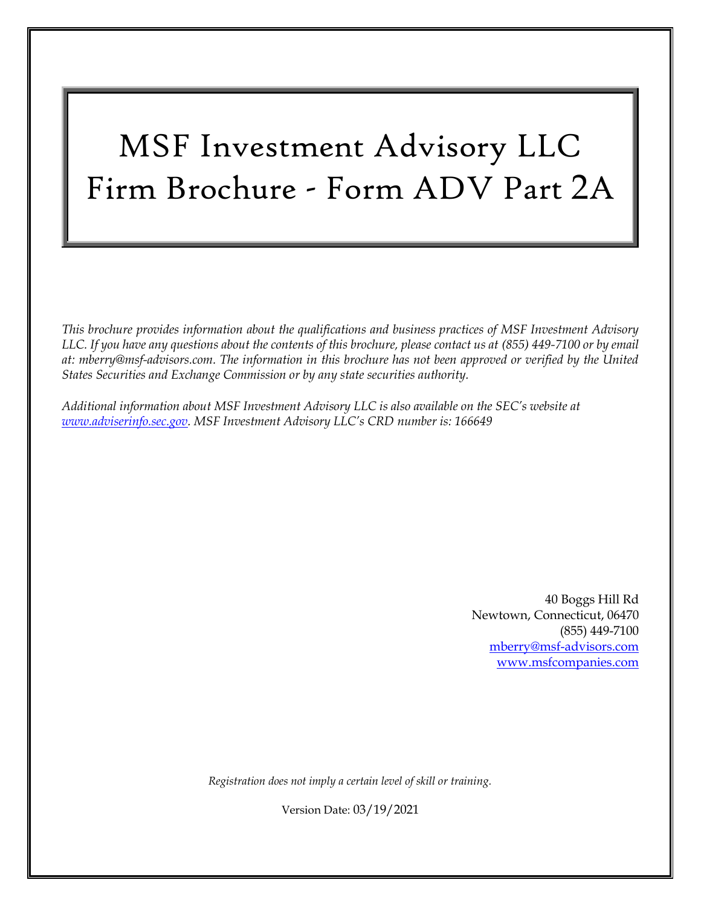# MSF Investment Advisory LLC
# Firm Brochure - Form ADV Part 2A

*This brochure provides information about the qualifications and business practices of MSF Investment Advisory LLC. If you have any questions about the contents of this brochure, please contact us at (855) 449-7100 or by email at: mberry@msf-advisors.com. The information in this brochure has not been approved or verified by the United States Securities and Exchange Commission or by any state securities authority.*

*Additional information about MSF Investment Advisory LLC is also available on the SEC's website at [www.adviserinfo.sec.gov](http://www.adviserinfo.sec.gov). MSF Investment Advisory LLC's CRD number is: 166649*

40 Boggs Hill Rd
Newtown, Connecticut, 06470
(855) 449-7100
[mberry@msf-advisors.com](mailto:mberry@msf-advisors.com)
[www.msfcompanies.com](http://www.msfcompanies.com)

*Registration does not imply a certain level of skill or training.*

Version Date: 03/19/2021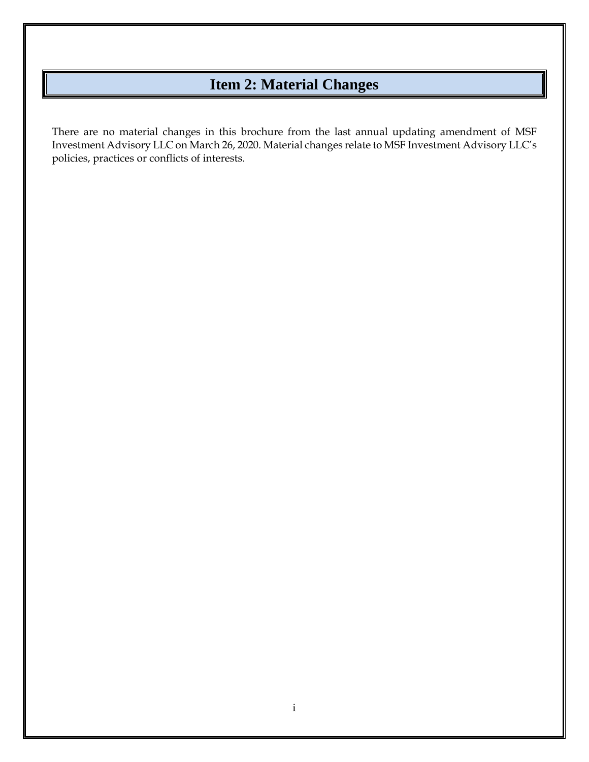# Item 2: Material Changes

There are no material changes in this brochure from the last annual updating amendment of MSF Investment Advisory LLC on March 26, 2020. Material changes relate to MSF Investment Advisory LLC's policies, practices or conflicts of interests.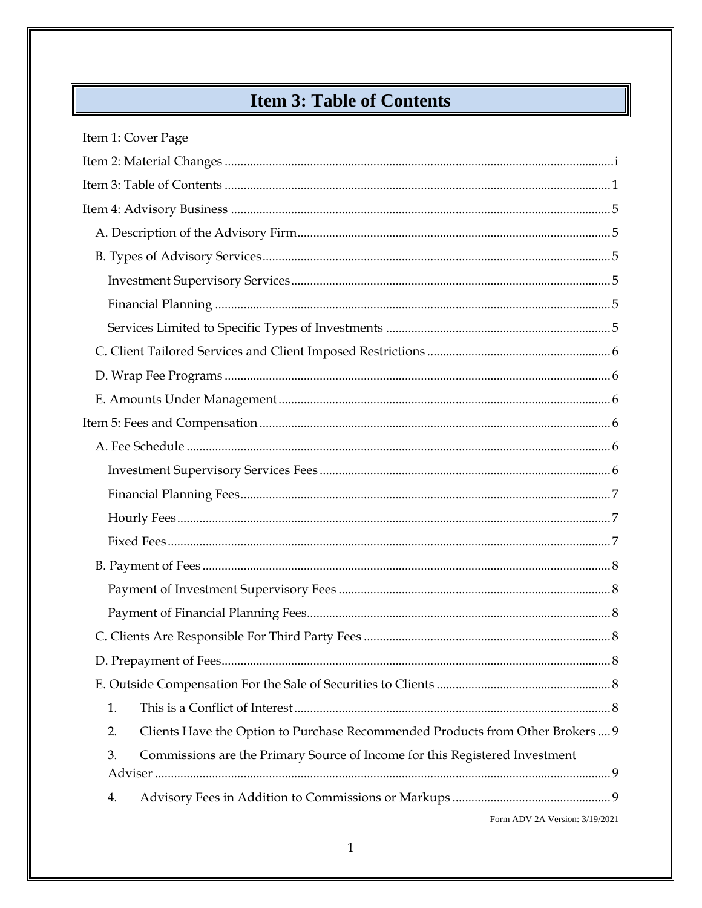# Item 3: Table of Contents

Item 1: Cover Page

Item 2: Material Changes ........................................................................................................... i

Item 3: Table of Contents ........................................................................................................... 1

Item 4: Advisory Business ........................................................................................................... 5

- A. Description of the Advisory Firm ........................................................................................... 5
- B. Types of Advisory Services ........................................................................................... 5
  - Investment Supervisory Services ........................................................................................... 5
  - Financial Planning ........................................................................................... 5
  - Services Limited to Specific Types of Investments ........................................................................................... 5
- C. Client Tailored Services and Client Imposed Restrictions ........................................................................................... 6
- D. Wrap Fee Programs ........................................................................................... 6
- E. Amounts Under Management ........................................................................................... 6

Item 5: Fees and Compensation ........................................................................................... 6

- A. Fee Schedule ........................................................................................... 6
  - Investment Supervisory Services Fees ........................................................................................... 6
  - Financial Planning Fees ........................................................................................... 7
  - Hourly Fees ........................................................................................... 7
  - Fixed Fees ........................................................................................... 7
- B. Payment of Fees ........................................................................................... 8
  - Payment of Investment Supervisory Fees ........................................................................................... 8
  - Payment of Financial Planning Fees ........................................................................................... 8
- C. Clients Are Responsible For Third Party Fees ........................................................................................... 8
- D. Prepayment of Fees ........................................................................................... 8
- E. Outside Compensation For the Sale of Securities to Clients ........................................................................................... 8
  1. This is a Conflict of Interest ........................................................................................... 8
  2. Clients Have the Option to Purchase Recommended Products from Other Brokers .... 9
  3. Commissions are the Primary Source of Income for this Registered Investment Adviser ........................................................................................... 9
  4. Advisory Fees in Addition to Commissions or Markups ........................................................................................... 9

Form ADV 2A Version: 3/19/2021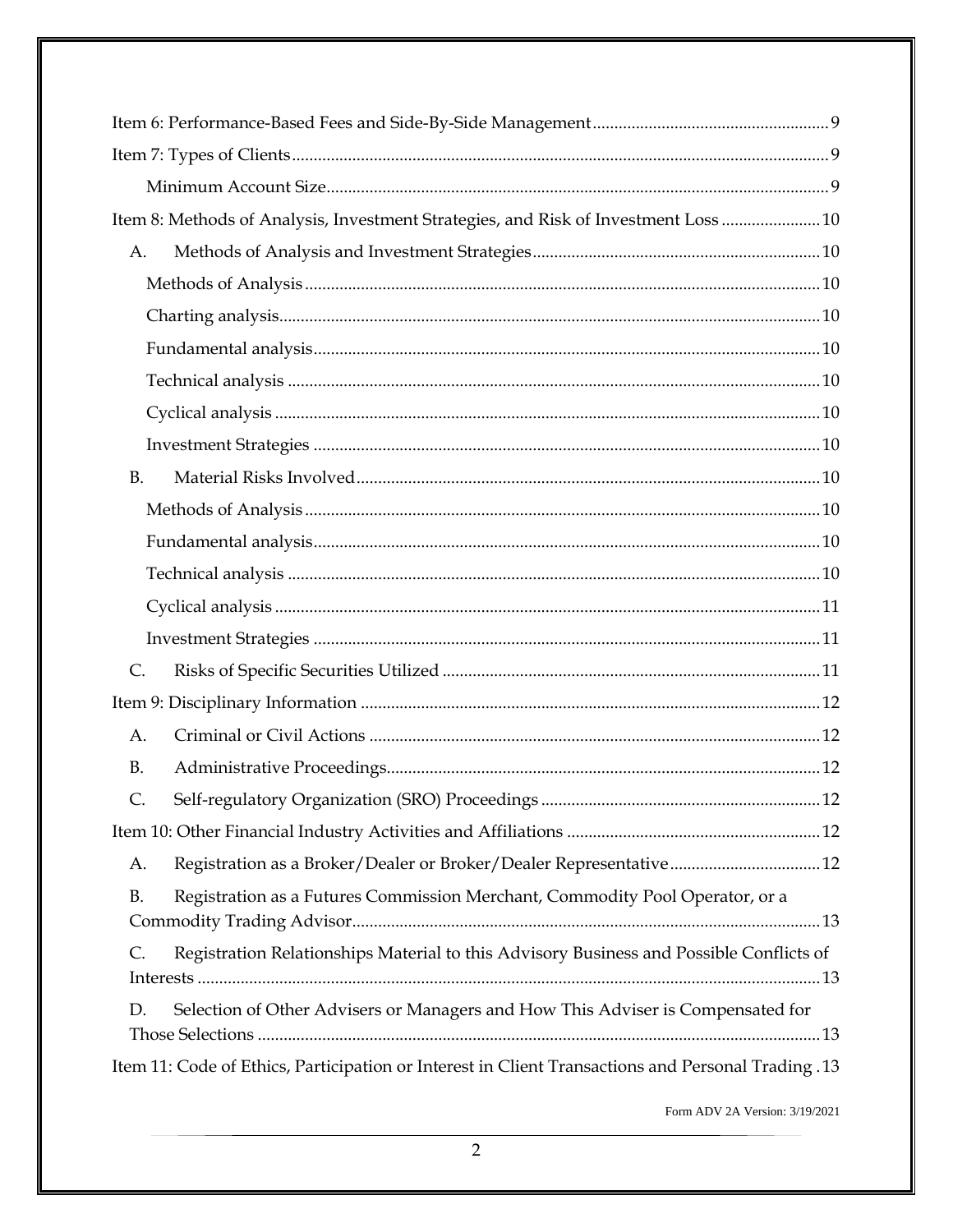Item 6: Performance-Based Fees and Side-By-Side Management ....... 9

Item 7: Types of Clients ....... 9

- Minimum Account Size ....... 9

Item 8: Methods of Analysis, Investment Strategies, and Risk of Investment Loss ....... 10

- A. Methods of Analysis and Investment Strategies ....... 10
  - Methods of Analysis ....... 10
  - Charting analysis ....... 10
  - Fundamental analysis ....... 10
  - Technical analysis ....... 10
  - Cyclical analysis ....... 10
  - Investment Strategies ....... 10
- B. Material Risks Involved ....... 10
  - Methods of Analysis ....... 10
  - Fundamental analysis ....... 10
  - Technical analysis ....... 10
  - Cyclical analysis ....... 11
  - Investment Strategies ....... 11
- C. Risks of Specific Securities Utilized ....... 11

Item 9: Disciplinary Information ....... 12

- A. Criminal or Civil Actions ....... 12
- B. Administrative Proceedings ....... 12
- C. Self-regulatory Organization (SRO) Proceedings ....... 12

Item 10: Other Financial Industry Activities and Affiliations ....... 12

- A. Registration as a Broker/Dealer or Broker/Dealer Representative ....... 12
- B. Registration as a Futures Commission Merchant, Commodity Pool Operator, or a Commodity Trading Advisor ....... 13
- C. Registration Relationships Material to this Advisory Business and Possible Conflicts of Interests ....... 13
- D. Selection of Other Advisers or Managers and How This Adviser is Compensated for Those Selections ....... 13

Item 11: Code of Ethics, Participation or Interest in Client Transactions and Personal Trading . 13

Form ADV 2A Version: 3/19/2021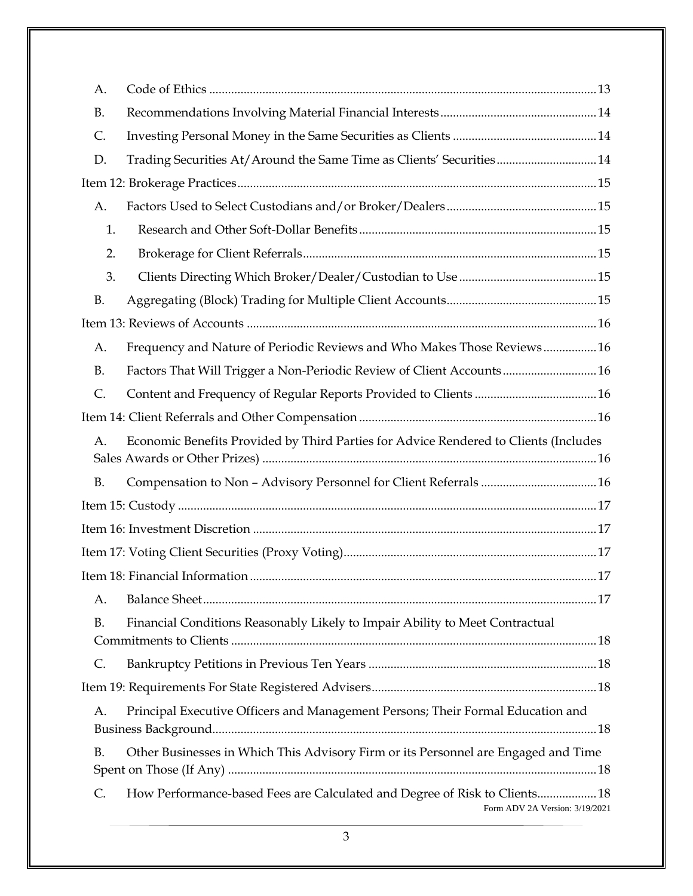A. Code of Ethics ........................................................................................................ 13

B. Recommendations Involving Material Financial Interests ................................................ 14

C. Investing Personal Money in the Same Securities as Clients ............................................. 14

D. Trading Securities At/Around the Same Time as Clients' Securities ................................ 14

Item 12: Brokerage Practices ................................................................................................ 15

A. Factors Used to Select Custodians and/or Broker/Dealers ............................................... 15

1. Research and Other Soft-Dollar Benefits ........................................................................ 15

2. Brokerage for Client Referrals ......................................................................................... 15

3. Clients Directing Which Broker/Dealer/Custodian to Use ........................................... 15

B. Aggregating (Block) Trading for Multiple Client Accounts ............................................... 15

Item 13: Reviews of Accounts .............................................................................................. 16

A. Frequency and Nature of Periodic Reviews and Who Makes Those Reviews ................ 16

B. Factors That Will Trigger a Non-Periodic Review of Client Accounts ............................. 16

C. Content and Frequency of Regular Reports Provided to Clients ...................................... 16

Item 14: Client Referrals and Other Compensation ........................................................... 16

A. Economic Benefits Provided by Third Parties for Advice Rendered to Clients (Includes Sales Awards or Other Prizes) ......................................................................................... 16

B. Compensation to Non – Advisory Personnel for Client Referrals .................................... 16

Item 15: Custody .................................................................................................................... 17

Item 16: Investment Discretion ............................................................................................ 17

Item 17: Voting Client Securities (Proxy Voting) ............................................................... 17

Item 18: Financial Information ............................................................................................. 17

A. Balance Sheet ........................................................................................................... 17

B. Financial Conditions Reasonably Likely to Impair Ability to Meet Contractual Commitments to Clients ................................................................................................... 18

C. Bankruptcy Petitions in Previous Ten Years ........................................................................ 18

Item 19: Requirements For State Registered Advisers ...................................................... 18

A. Principal Executive Officers and Management Persons; Their Formal Education and Business Background ......................................................................................................... 18

B. Other Businesses in Which This Advisory Firm or its Personnel are Engaged and Time Spent on Those (If Any) .................................................................................................... 18

C. How Performance-based Fees are Calculated and Degree of Risk to Clients ................... 18

Form ADV 2A Version: 3/19/2021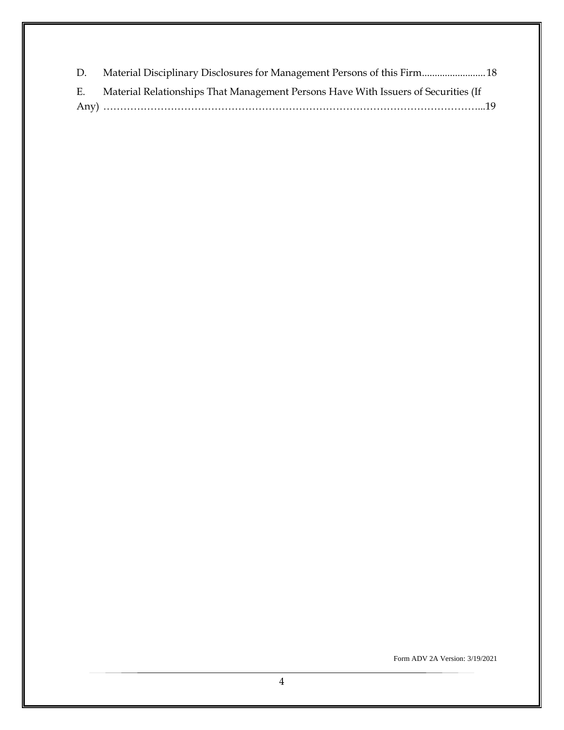D. Material Disciplinary Disclosures for Management Persons of this Firm......................... 18

E. Material Relationships That Management Persons Have With Issuers of Securities (If Any) ……………………………………………………………………………………………...19

Form ADV 2A Version: 3/19/2021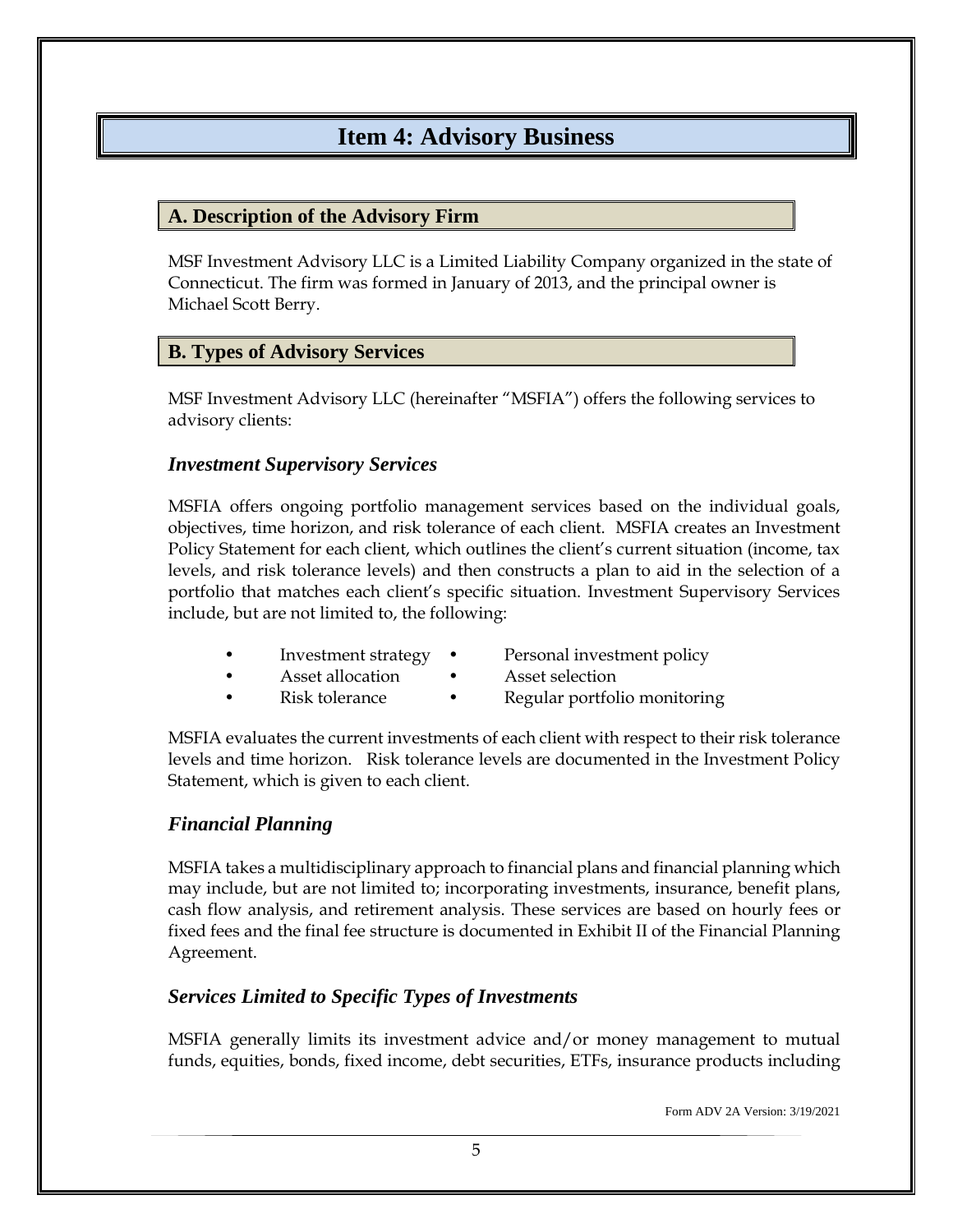# Item 4: Advisory Business

## A. Description of the Advisory Firm

MSF Investment Advisory LLC is a Limited Liability Company organized in the state of Connecticut. The firm was formed in January of 2013, and the principal owner is Michael Scott Berry.

## B. Types of Advisory Services

MSF Investment Advisory LLC (hereinafter "MSFIA") offers the following services to advisory clients:

### *Investment Supervisory Services*

MSFIA offers ongoing portfolio management services based on the individual goals, objectives, time horizon, and risk tolerance of each client. MSFIA creates an Investment Policy Statement for each client, which outlines the client's current situation (income, tax levels, and risk tolerance levels) and then constructs a plan to aid in the selection of a portfolio that matches each client's specific situation. Investment Supervisory Services include, but are not limited to, the following:

- Investment strategy
- Asset allocation
- Risk tolerance
- Personal investment policy
- Asset selection
- Regular portfolio monitoring

MSFIA evaluates the current investments of each client with respect to their risk tolerance levels and time horizon. Risk tolerance levels are documented in the Investment Policy Statement, which is given to each client.

### *Financial Planning*

MSFIA takes a multidisciplinary approach to financial plans and financial planning which may include, but are not limited to; incorporating investments, insurance, benefit plans, cash flow analysis, and retirement analysis. These services are based on hourly fees or fixed fees and the final fee structure is documented in Exhibit II of the Financial Planning Agreement.

### *Services Limited to Specific Types of Investments*

MSFIA generally limits its investment advice and/or money management to mutual funds, equities, bonds, fixed income, debt securities, ETFs, insurance products including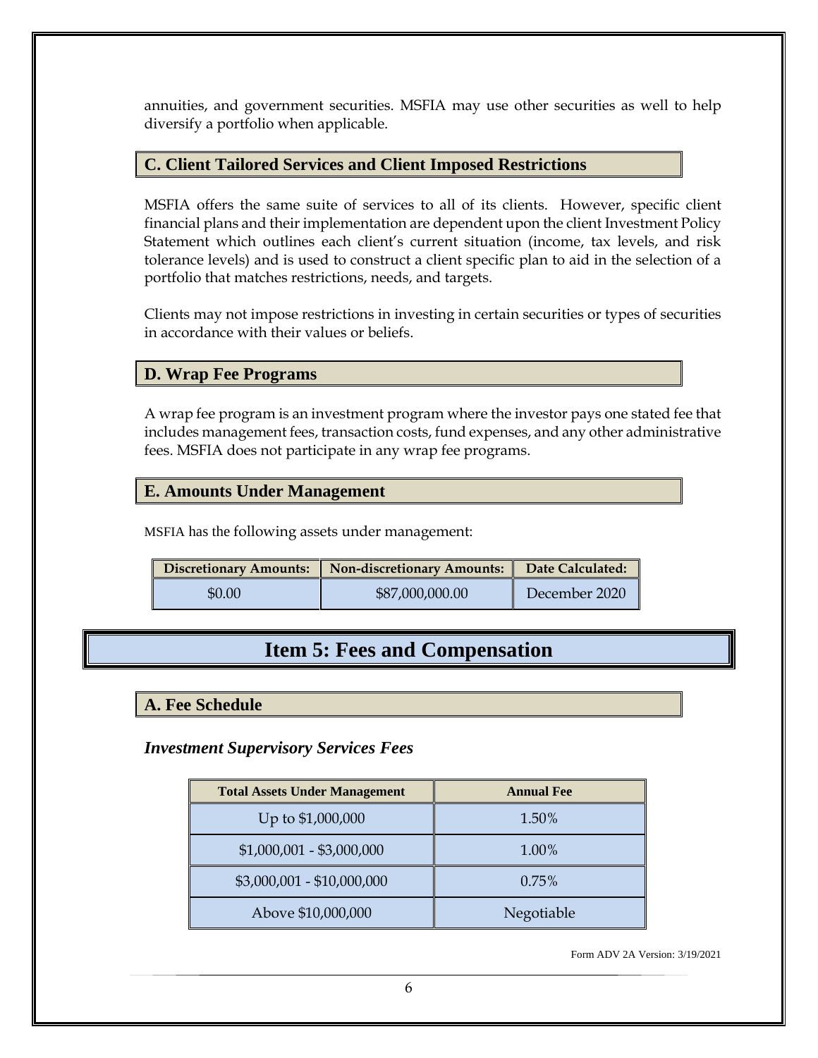annuities, and government securities. MSFIA may use other securities as well to help diversify a portfolio when applicable.

### C. Client Tailored Services and Client Imposed Restrictions

MSFIA offers the same suite of services to all of its clients. However, specific client financial plans and their implementation are dependent upon the client Investment Policy Statement which outlines each client's current situation (income, tax levels, and risk tolerance levels) and is used to construct a client specific plan to aid in the selection of a portfolio that matches restrictions, needs, and targets.

Clients may not impose restrictions in investing in certain securities or types of securities in accordance with their values or beliefs.

### D. Wrap Fee Programs

A wrap fee program is an investment program where the investor pays one stated fee that includes management fees, transaction costs, fund expenses, and any other administrative fees. MSFIA does not participate in any wrap fee programs.

### E. Amounts Under Management

MSFIA has the following assets under management:

| Discretionary Amounts: | Non-discretionary Amounts: | Date Calculated: |
|---|---|---|
| $0.00 | $87,000,000.00 | December 2020 |

## Item 5: Fees and Compensation

### A. Fee Schedule

***Investment Supervisory Services Fees***

| Total Assets Under Management | Annual Fee |
|---|---|
| Up to $1,000,000 | 1.50% |
| $1,000,001 - $3,000,000 | 1.00% |
| $3,000,001 - $10,000,000 | 0.75% |
| Above $10,000,000 | Negotiable |

Form ADV 2A Version: 3/19/2021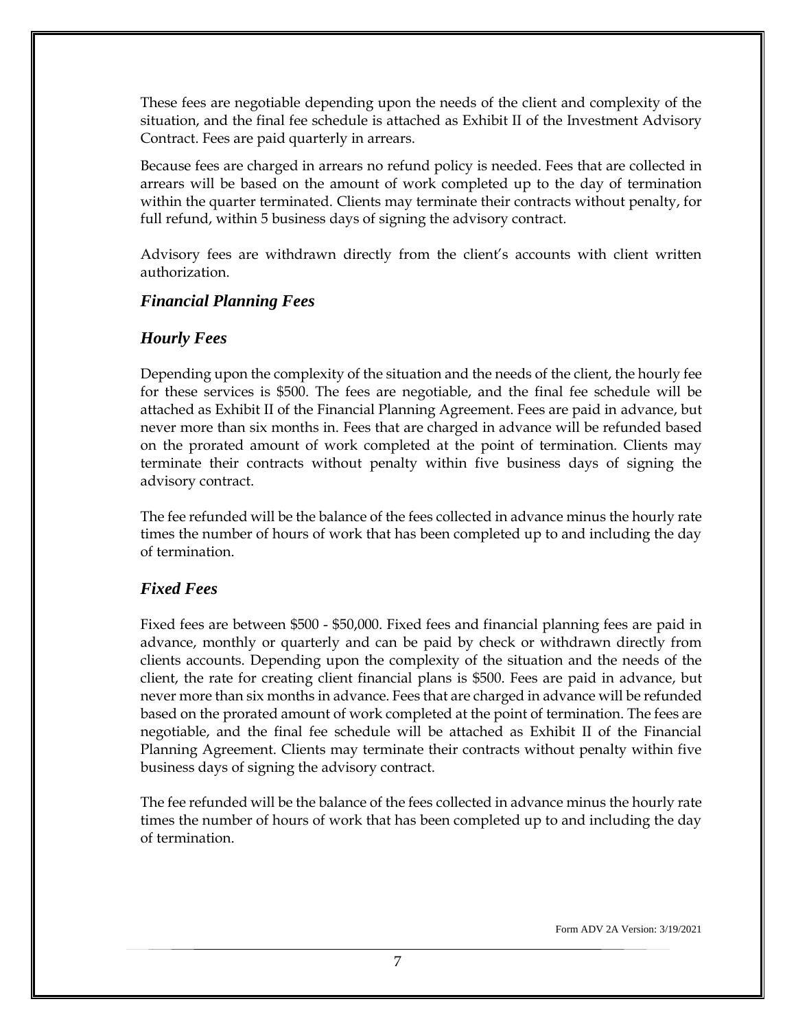These fees are negotiable depending upon the needs of the client and complexity of the situation, and the final fee schedule is attached as Exhibit II of the Investment Advisory Contract. Fees are paid quarterly in arrears.

Because fees are charged in arrears no refund policy is needed. Fees that are collected in arrears will be based on the amount of work completed up to the day of termination within the quarter terminated. Clients may terminate their contracts without penalty, for full refund, within 5 business days of signing the advisory contract.

Advisory fees are withdrawn directly from the client's accounts with client written authorization.

### *Financial Planning Fees*

### *Hourly Fees*

Depending upon the complexity of the situation and the needs of the client, the hourly fee for these services is $500. The fees are negotiable, and the final fee schedule will be attached as Exhibit II of the Financial Planning Agreement. Fees are paid in advance, but never more than six months in. Fees that are charged in advance will be refunded based on the prorated amount of work completed at the point of termination. Clients may terminate their contracts without penalty within five business days of signing the advisory contract.

The fee refunded will be the balance of the fees collected in advance minus the hourly rate times the number of hours of work that has been completed up to and including the day of termination.

### *Fixed Fees*

Fixed fees are between $500 - $50,000. Fixed fees and financial planning fees are paid in advance, monthly or quarterly and can be paid by check or withdrawn directly from clients accounts. Depending upon the complexity of the situation and the needs of the client, the rate for creating client financial plans is $500. Fees are paid in advance, but never more than six months in advance. Fees that are charged in advance will be refunded based on the prorated amount of work completed at the point of termination. The fees are negotiable, and the final fee schedule will be attached as Exhibit II of the Financial Planning Agreement. Clients may terminate their contracts without penalty within five business days of signing the advisory contract.

The fee refunded will be the balance of the fees collected in advance minus the hourly rate times the number of hours of work that has been completed up to and including the day of termination.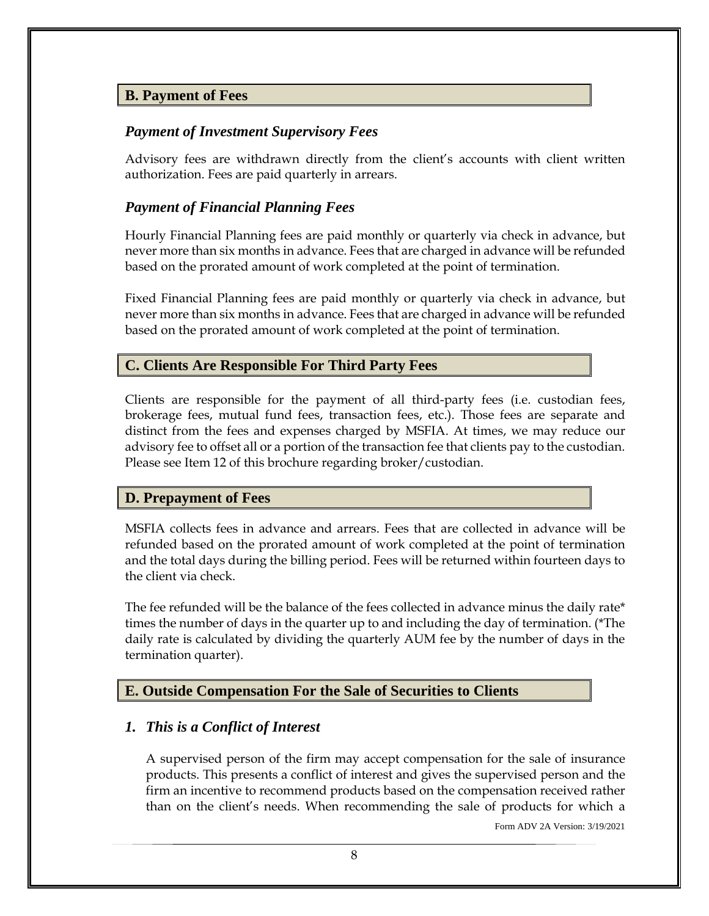## B. Payment of Fees

### *Payment of Investment Supervisory Fees*

Advisory fees are withdrawn directly from the client's accounts with client written authorization. Fees are paid quarterly in arrears.

### *Payment of Financial Planning Fees*

Hourly Financial Planning fees are paid monthly or quarterly via check in advance, but never more than six months in advance. Fees that are charged in advance will be refunded based on the prorated amount of work completed at the point of termination.

Fixed Financial Planning fees are paid monthly or quarterly via check in advance, but never more than six months in advance. Fees that are charged in advance will be refunded based on the prorated amount of work completed at the point of termination.

## C. Clients Are Responsible For Third Party Fees

Clients are responsible for the payment of all third-party fees (i.e. custodian fees, brokerage fees, mutual fund fees, transaction fees, etc.). Those fees are separate and distinct from the fees and expenses charged by MSFIA. At times, we may reduce our advisory fee to offset all or a portion of the transaction fee that clients pay to the custodian. Please see Item 12 of this brochure regarding broker/custodian.

## D. Prepayment of Fees

MSFIA collects fees in advance and arrears. Fees that are collected in advance will be refunded based on the prorated amount of work completed at the point of termination and the total days during the billing period. Fees will be returned within fourteen days to the client via check.

The fee refunded will be the balance of the fees collected in advance minus the daily rate* times the number of days in the quarter up to and including the day of termination. (*The daily rate is calculated by dividing the quarterly AUM fee by the number of days in the termination quarter).

## E. Outside Compensation For the Sale of Securities to Clients

### *1. This is a Conflict of Interest*

A supervised person of the firm may accept compensation for the sale of insurance products. This presents a conflict of interest and gives the supervised person and the firm an incentive to recommend products based on the compensation received rather than on the client's needs. When recommending the sale of products for which a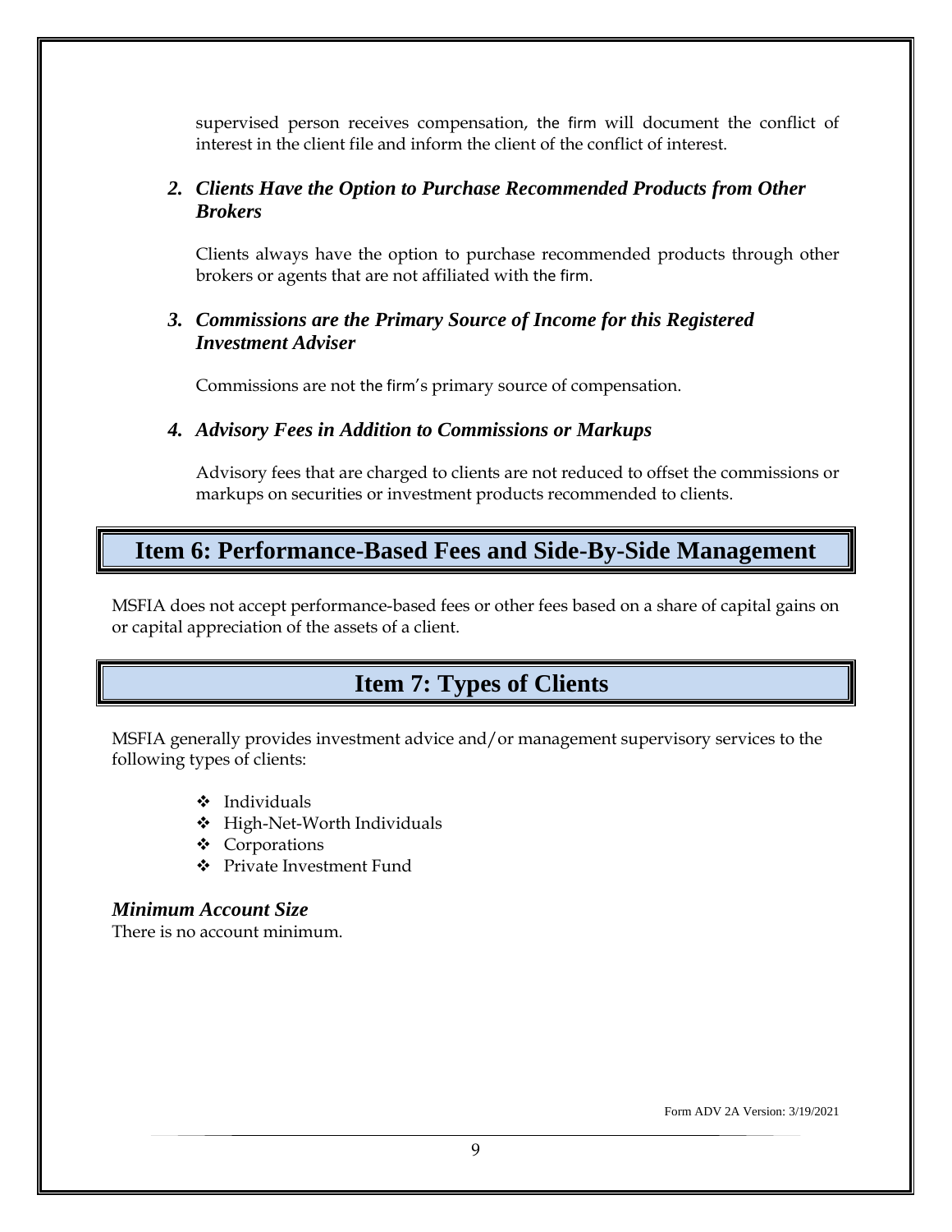supervised person receives compensation, the firm will document the conflict of interest in the client file and inform the client of the conflict of interest.

### *2. Clients Have the Option to Purchase Recommended Products from Other Brokers*

Clients always have the option to purchase recommended products through other brokers or agents that are not affiliated with the firm.

### *3. Commissions are the Primary Source of Income for this Registered Investment Adviser*

Commissions are not the firm's primary source of compensation.

### *4. Advisory Fees in Addition to Commissions or Markups*

Advisory fees that are charged to clients are not reduced to offset the commissions or markups on securities or investment products recommended to clients.

## Item 6: Performance-Based Fees and Side-By-Side Management

MSFIA does not accept performance-based fees or other fees based on a share of capital gains on or capital appreciation of the assets of a client.

## Item 7: Types of Clients

MSFIA generally provides investment advice and/or management supervisory services to the following types of clients:

- Individuals
- High-Net-Worth Individuals
- Corporations
- Private Investment Fund

### *Minimum Account Size*

There is no account minimum.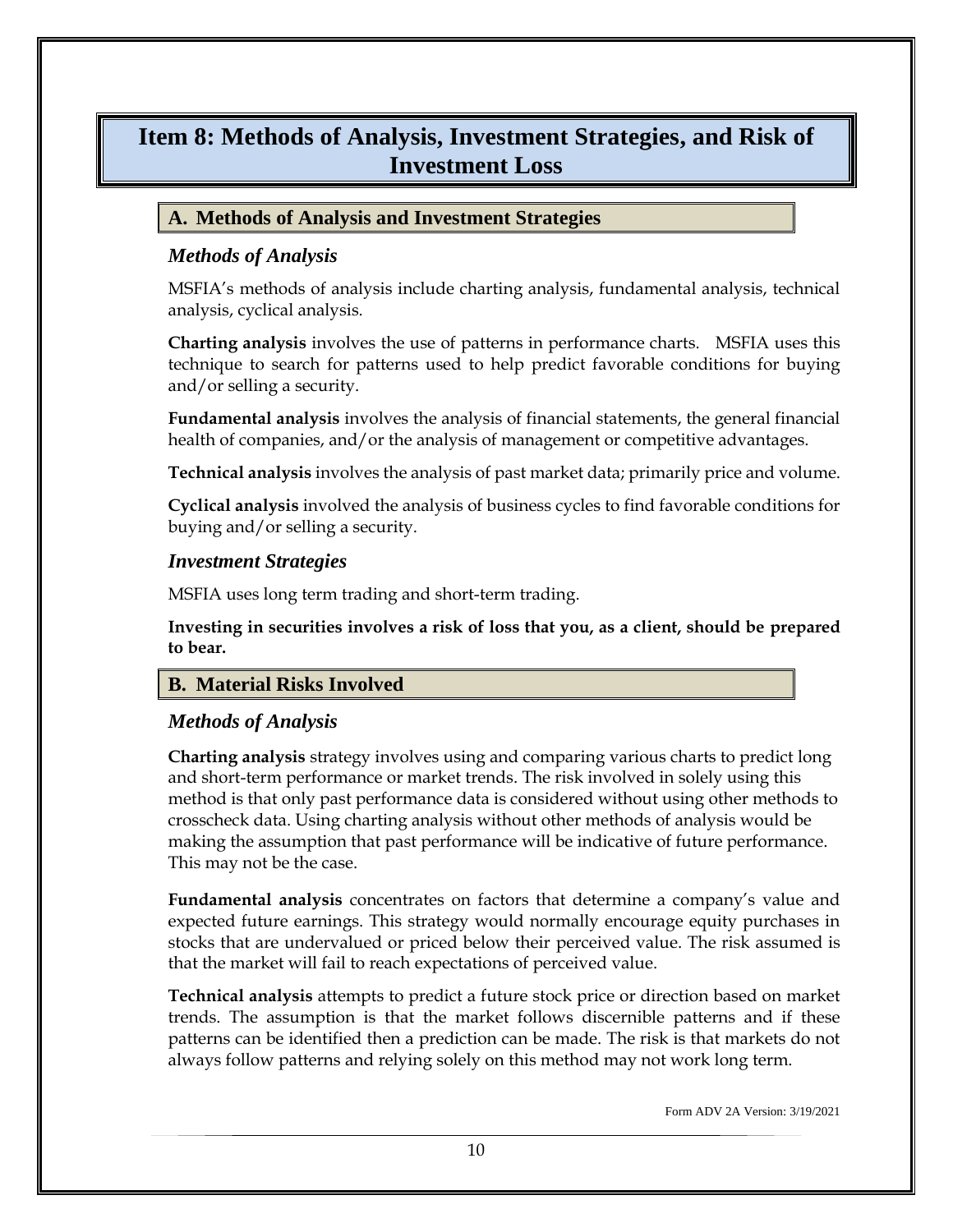# Item 8: Methods of Analysis, Investment Strategies, and Risk of Investment Loss

## A. Methods of Analysis and Investment Strategies

### *Methods of Analysis*

MSFIA's methods of analysis include charting analysis, fundamental analysis, technical analysis, cyclical analysis.

**Charting analysis** involves the use of patterns in performance charts. MSFIA uses this technique to search for patterns used to help predict favorable conditions for buying and/or selling a security.

**Fundamental analysis** involves the analysis of financial statements, the general financial health of companies, and/or the analysis of management or competitive advantages.

**Technical analysis** involves the analysis of past market data; primarily price and volume.

**Cyclical analysis** involved the analysis of business cycles to find favorable conditions for buying and/or selling a security.

### *Investment Strategies*

MSFIA uses long term trading and short-term trading.

**Investing in securities involves a risk of loss that you, as a client, should be prepared to bear.**

## B. Material Risks Involved

### *Methods of Analysis*

**Charting analysis** strategy involves using and comparing various charts to predict long and short-term performance or market trends. The risk involved in solely using this method is that only past performance data is considered without using other methods to crosscheck data. Using charting analysis without other methods of analysis would be making the assumption that past performance will be indicative of future performance. This may not be the case.

**Fundamental analysis** concentrates on factors that determine a company's value and expected future earnings. This strategy would normally encourage equity purchases in stocks that are undervalued or priced below their perceived value. The risk assumed is that the market will fail to reach expectations of perceived value.

**Technical analysis** attempts to predict a future stock price or direction based on market trends. The assumption is that the market follows discernible patterns and if these patterns can be identified then a prediction can be made. The risk is that markets do not always follow patterns and relying solely on this method may not work long term.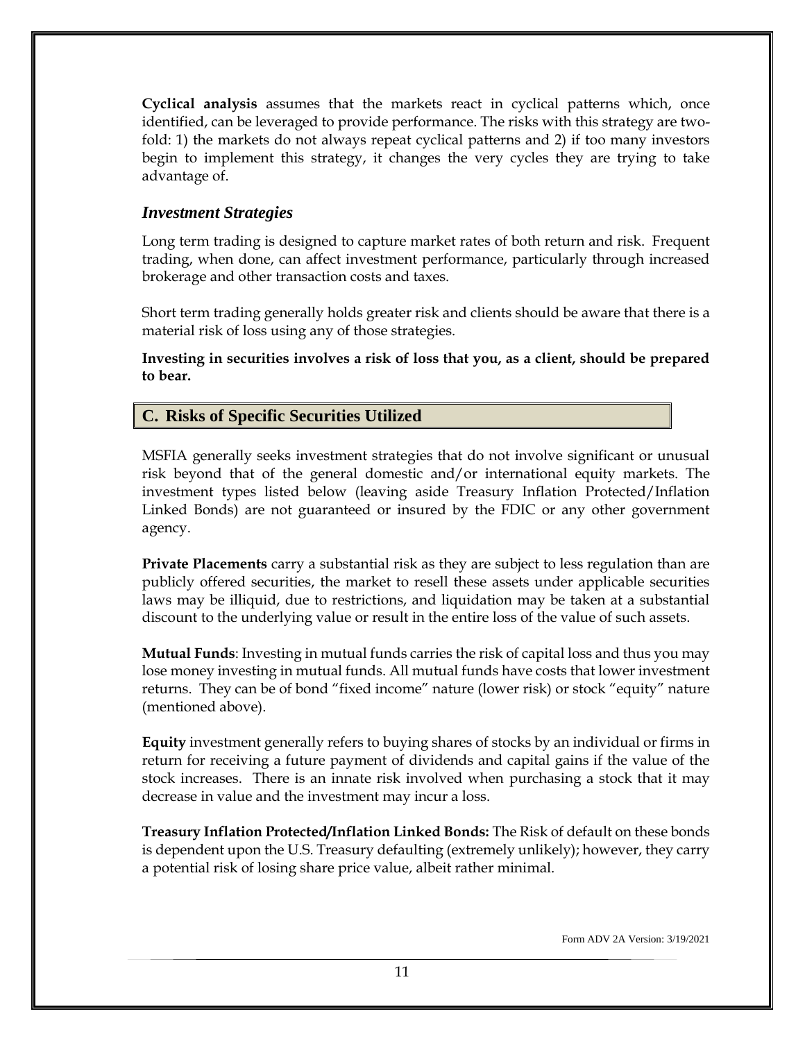**Cyclical analysis** assumes that the markets react in cyclical patterns which, once identified, can be leveraged to provide performance. The risks with this strategy are two-fold: 1) the markets do not always repeat cyclical patterns and 2) if too many investors begin to implement this strategy, it changes the very cycles they are trying to take advantage of.

### *Investment Strategies*

Long term trading is designed to capture market rates of both return and risk. Frequent trading, when done, can affect investment performance, particularly through increased brokerage and other transaction costs and taxes.

Short term trading generally holds greater risk and clients should be aware that there is a material risk of loss using any of those strategies.

**Investing in securities involves a risk of loss that you, as a client, should be prepared to bear.**

## C. Risks of Specific Securities Utilized

MSFIA generally seeks investment strategies that do not involve significant or unusual risk beyond that of the general domestic and/or international equity markets. The investment types listed below (leaving aside Treasury Inflation Protected/Inflation Linked Bonds) are not guaranteed or insured by the FDIC or any other government agency.

**Private Placements** carry a substantial risk as they are subject to less regulation than are publicly offered securities, the market to resell these assets under applicable securities laws may be illiquid, due to restrictions, and liquidation may be taken at a substantial discount to the underlying value or result in the entire loss of the value of such assets.

**Mutual Funds**: Investing in mutual funds carries the risk of capital loss and thus you may lose money investing in mutual funds. All mutual funds have costs that lower investment returns. They can be of bond "fixed income" nature (lower risk) or stock "equity" nature (mentioned above).

**Equity** investment generally refers to buying shares of stocks by an individual or firms in return for receiving a future payment of dividends and capital gains if the value of the stock increases. There is an innate risk involved when purchasing a stock that it may decrease in value and the investment may incur a loss.

**Treasury Inflation Protected/Inflation Linked Bonds:** The Risk of default on these bonds is dependent upon the U.S. Treasury defaulting (extremely unlikely); however, they carry a potential risk of losing share price value, albeit rather minimal.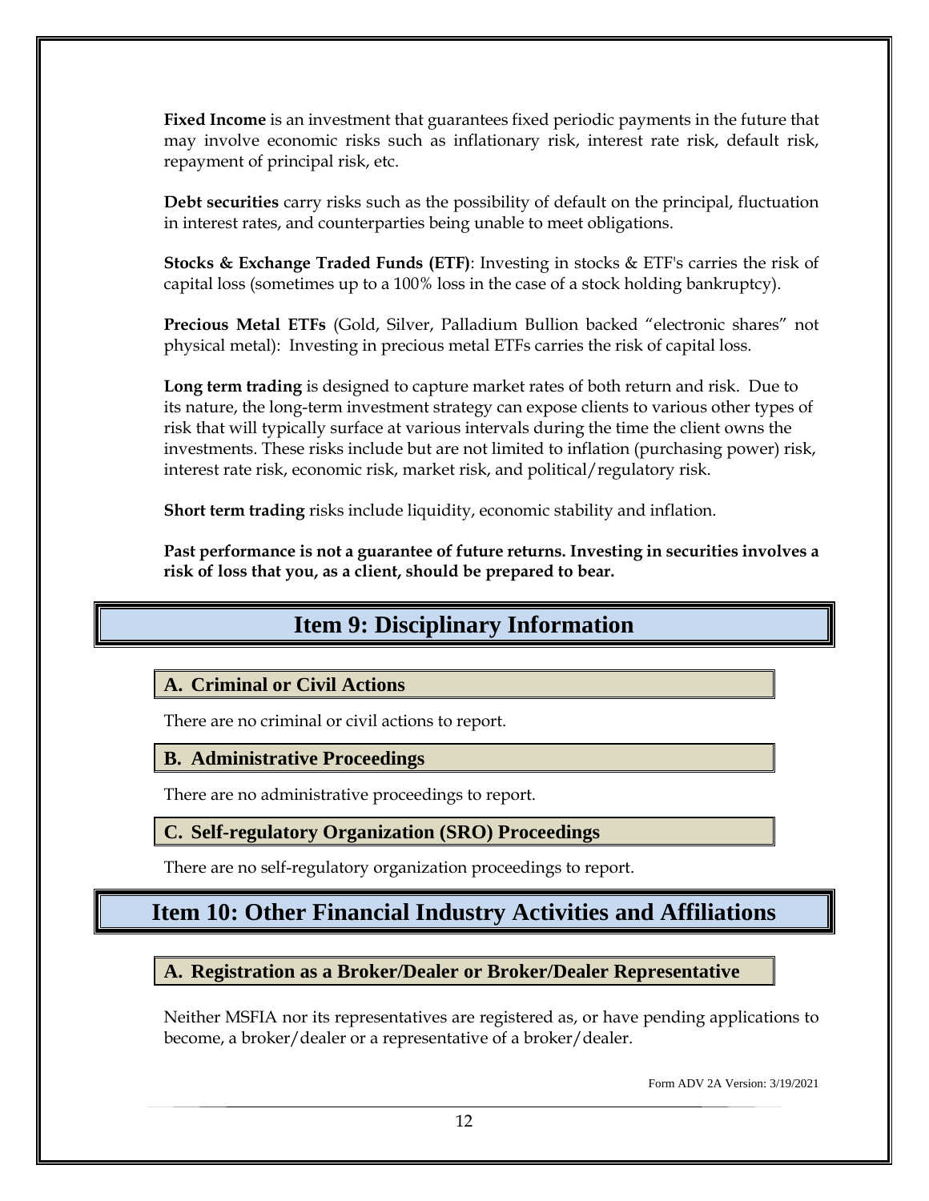**Fixed Income** is an investment that guarantees fixed periodic payments in the future that may involve economic risks such as inflationary risk, interest rate risk, default risk, repayment of principal risk, etc.

**Debt securities** carry risks such as the possibility of default on the principal, fluctuation in interest rates, and counterparties being unable to meet obligations.

**Stocks & Exchange Traded Funds (ETF)**: Investing in stocks & ETF's carries the risk of capital loss (sometimes up to a 100% loss in the case of a stock holding bankruptcy).

**Precious Metal ETFs** (Gold, Silver, Palladium Bullion backed "electronic shares" not physical metal): Investing in precious metal ETFs carries the risk of capital loss.

**Long term trading** is designed to capture market rates of both return and risk. Due to its nature, the long-term investment strategy can expose clients to various other types of risk that will typically surface at various intervals during the time the client owns the investments. These risks include but are not limited to inflation (purchasing power) risk, interest rate risk, economic risk, market risk, and political/regulatory risk.

**Short term trading** risks include liquidity, economic stability and inflation.

**Past performance is not a guarantee of future returns. Investing in securities involves a risk of loss that you, as a client, should be prepared to bear.**

# Item 9: Disciplinary Information

## A. Criminal or Civil Actions

There are no criminal or civil actions to report.

## B. Administrative Proceedings

There are no administrative proceedings to report.

## C. Self-regulatory Organization (SRO) Proceedings

There are no self-regulatory organization proceedings to report.

# Item 10: Other Financial Industry Activities and Affiliations

## A. Registration as a Broker/Dealer or Broker/Dealer Representative

Neither MSFIA nor its representatives are registered as, or have pending applications to become, a broker/dealer or a representative of a broker/dealer.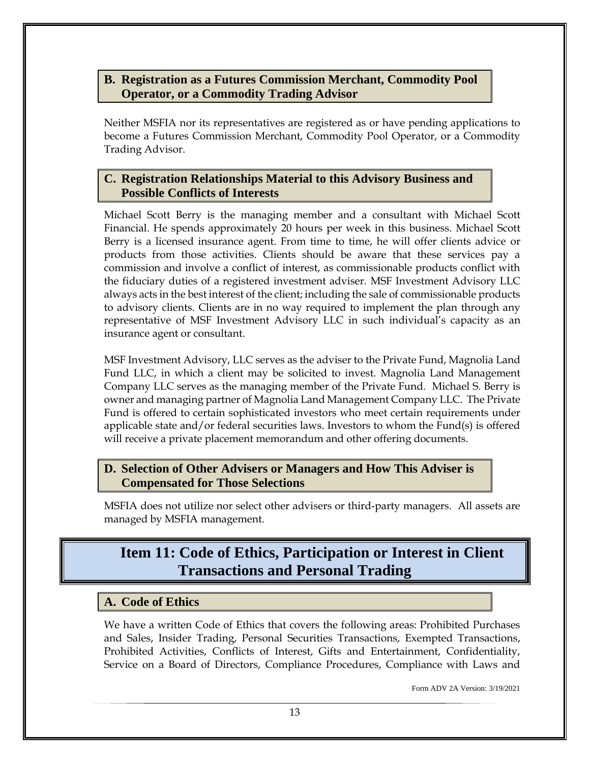### B. Registration as a Futures Commission Merchant, Commodity Pool Operator, or a Commodity Trading Advisor

Neither MSFIA nor its representatives are registered as or have pending applications to become a Futures Commission Merchant, Commodity Pool Operator, or a Commodity Trading Advisor.

### C. Registration Relationships Material to this Advisory Business and Possible Conflicts of Interests

Michael Scott Berry is the managing member and a consultant with Michael Scott Financial. He spends approximately 20 hours per week in this business. Michael Scott Berry is a licensed insurance agent. From time to time, he will offer clients advice or products from those activities. Clients should be aware that these services pay a commission and involve a conflict of interest, as commissionable products conflict with the fiduciary duties of a registered investment adviser. MSF Investment Advisory LLC always acts in the best interest of the client; including the sale of commissionable products to advisory clients. Clients are in no way required to implement the plan through any representative of MSF Investment Advisory LLC in such individual's capacity as an insurance agent or consultant.

MSF Investment Advisory, LLC serves as the adviser to the Private Fund, Magnolia Land Fund LLC, in which a client may be solicited to invest. Magnolia Land Management Company LLC serves as the managing member of the Private Fund. Michael S. Berry is owner and managing partner of Magnolia Land Management Company LLC. The Private Fund is offered to certain sophisticated investors who meet certain requirements under applicable state and/or federal securities laws. Investors to whom the Fund(s) is offered will receive a private placement memorandum and other offering documents.

### D. Selection of Other Advisers or Managers and How This Adviser is Compensated for Those Selections

MSFIA does not utilize nor select other advisers or third-party managers. All assets are managed by MSFIA management.

## Item 11: Code of Ethics, Participation or Interest in Client Transactions and Personal Trading

### A. Code of Ethics

We have a written Code of Ethics that covers the following areas: Prohibited Purchases and Sales, Insider Trading, Personal Securities Transactions, Exempted Transactions, Prohibited Activities, Conflicts of Interest, Gifts and Entertainment, Confidentiality, Service on a Board of Directors, Compliance Procedures, Compliance with Laws and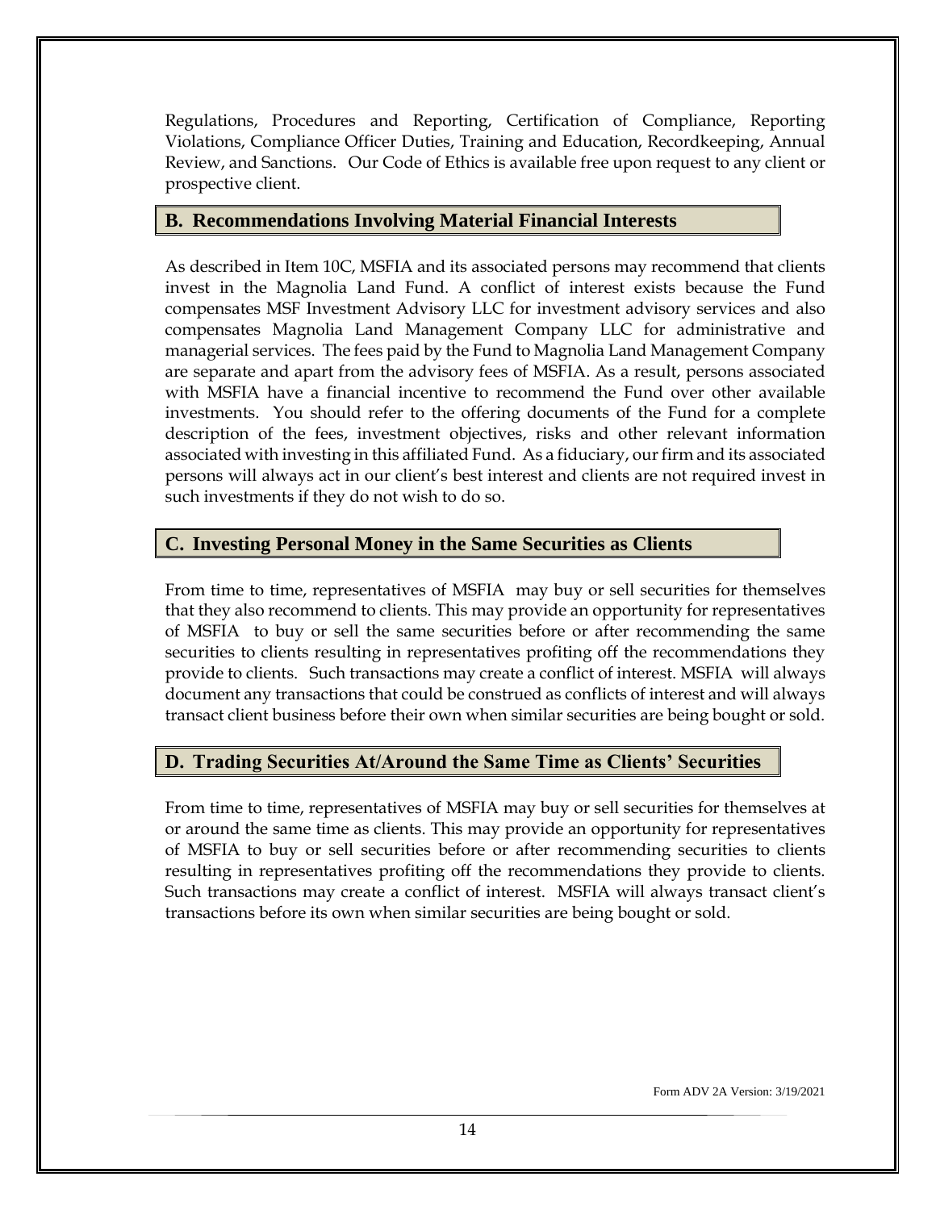Regulations, Procedures and Reporting, Certification of Compliance, Reporting Violations, Compliance Officer Duties, Training and Education, Recordkeeping, Annual Review, and Sanctions. Our Code of Ethics is available free upon request to any client or prospective client.

## B. Recommendations Involving Material Financial Interests

As described in Item 10C, MSFIA and its associated persons may recommend that clients invest in the Magnolia Land Fund. A conflict of interest exists because the Fund compensates MSF Investment Advisory LLC for investment advisory services and also compensates Magnolia Land Management Company LLC for administrative and managerial services. The fees paid by the Fund to Magnolia Land Management Company are separate and apart from the advisory fees of MSFIA. As a result, persons associated with MSFIA have a financial incentive to recommend the Fund over other available investments. You should refer to the offering documents of the Fund for a complete description of the fees, investment objectives, risks and other relevant information associated with investing in this affiliated Fund. As a fiduciary, our firm and its associated persons will always act in our client's best interest and clients are not required invest in such investments if they do not wish to do so.

## C. Investing Personal Money in the Same Securities as Clients

From time to time, representatives of MSFIA may buy or sell securities for themselves that they also recommend to clients. This may provide an opportunity for representatives of MSFIA to buy or sell the same securities before or after recommending the same securities to clients resulting in representatives profiting off the recommendations they provide to clients. Such transactions may create a conflict of interest. MSFIA will always document any transactions that could be construed as conflicts of interest and will always transact client business before their own when similar securities are being bought or sold.

## D. Trading Securities At/Around the Same Time as Clients' Securities

From time to time, representatives of MSFIA may buy or sell securities for themselves at or around the same time as clients. This may provide an opportunity for representatives of MSFIA to buy or sell securities before or after recommending securities to clients resulting in representatives profiting off the recommendations they provide to clients. Such transactions may create a conflict of interest. MSFIA will always transact client's transactions before its own when similar securities are being bought or sold.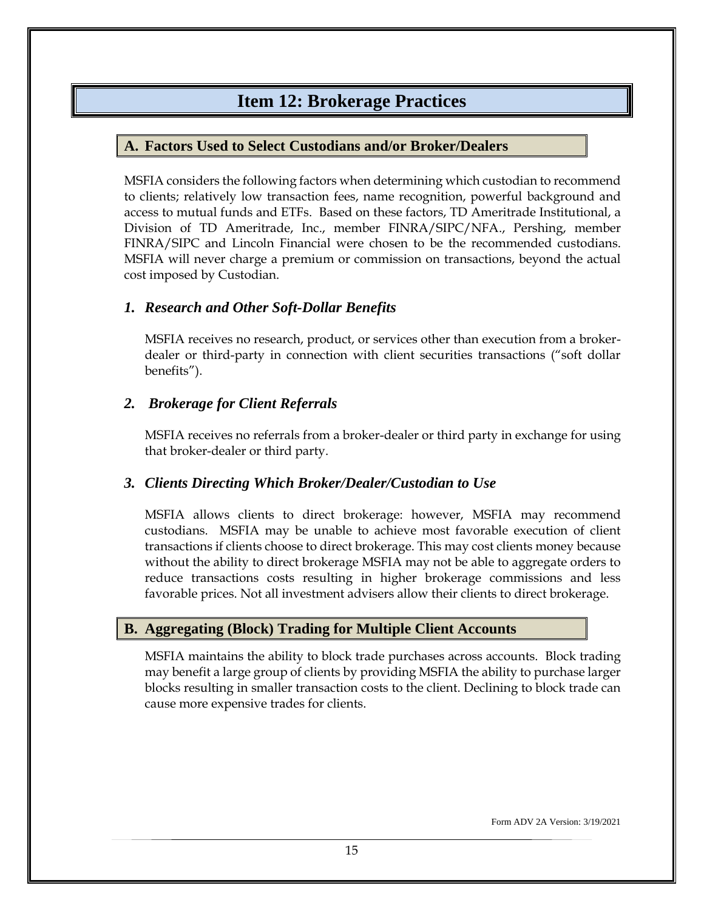# Item 12: Brokerage Practices

## A. Factors Used to Select Custodians and/or Broker/Dealers

MSFIA considers the following factors when determining which custodian to recommend to clients; relatively low transaction fees, name recognition, powerful background and access to mutual funds and ETFs. Based on these factors, TD Ameritrade Institutional, a Division of TD Ameritrade, Inc., member FINRA/SIPC/NFA., Pershing, member FINRA/SIPC and Lincoln Financial were chosen to be the recommended custodians. MSFIA will never charge a premium or commission on transactions, beyond the actual cost imposed by Custodian.

### *1. Research and Other Soft-Dollar Benefits*

MSFIA receives no research, product, or services other than execution from a broker-dealer or third-party in connection with client securities transactions ("soft dollar benefits").

### *2. Brokerage for Client Referrals*

MSFIA receives no referrals from a broker-dealer or third party in exchange for using that broker-dealer or third party.

### *3. Clients Directing Which Broker/Dealer/Custodian to Use*

MSFIA allows clients to direct brokerage: however, MSFIA may recommend custodians. MSFIA may be unable to achieve most favorable execution of client transactions if clients choose to direct brokerage. This may cost clients money because without the ability to direct brokerage MSFIA may not be able to aggregate orders to reduce transactions costs resulting in higher brokerage commissions and less favorable prices. Not all investment advisers allow their clients to direct brokerage.

## B. Aggregating (Block) Trading for Multiple Client Accounts

MSFIA maintains the ability to block trade purchases across accounts. Block trading may benefit a large group of clients by providing MSFIA the ability to purchase larger blocks resulting in smaller transaction costs to the client. Declining to block trade can cause more expensive trades for clients.

Form ADV 2A Version: 3/19/2021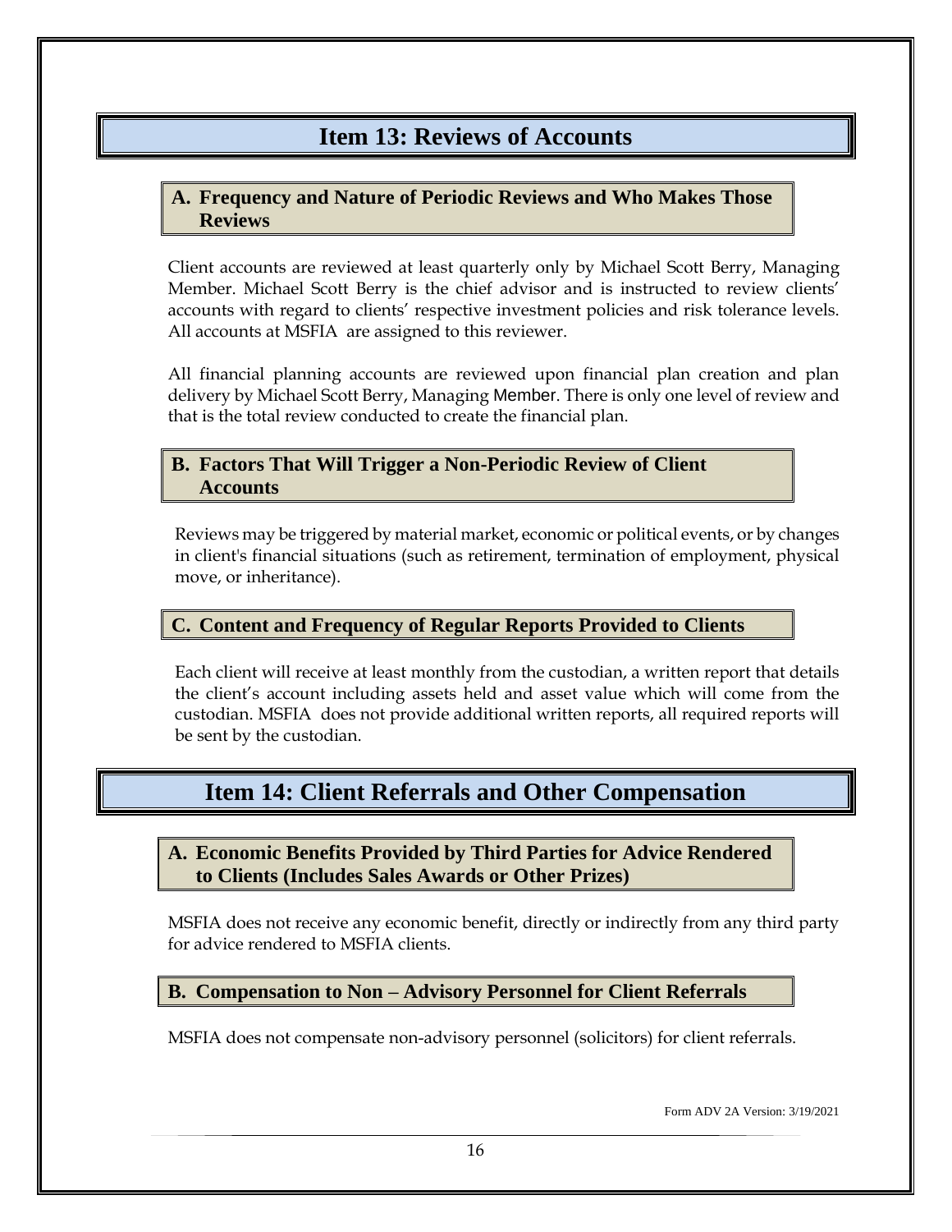# Item 13: Reviews of Accounts

## A. Frequency and Nature of Periodic Reviews and Who Makes Those Reviews

Client accounts are reviewed at least quarterly only by Michael Scott Berry, Managing Member. Michael Scott Berry is the chief advisor and is instructed to review clients' accounts with regard to clients' respective investment policies and risk tolerance levels. All accounts at MSFIA are assigned to this reviewer.

All financial planning accounts are reviewed upon financial plan creation and plan delivery by Michael Scott Berry, Managing Member. There is only one level of review and that is the total review conducted to create the financial plan.

## B. Factors That Will Trigger a Non-Periodic Review of Client Accounts

Reviews may be triggered by material market, economic or political events, or by changes in client's financial situations (such as retirement, termination of employment, physical move, or inheritance).

## C. Content and Frequency of Regular Reports Provided to Clients

Each client will receive at least monthly from the custodian, a written report that details the client's account including assets held and asset value which will come from the custodian. MSFIA does not provide additional written reports, all required reports will be sent by the custodian.

# Item 14: Client Referrals and Other Compensation

## A. Economic Benefits Provided by Third Parties for Advice Rendered to Clients (Includes Sales Awards or Other Prizes)

MSFIA does not receive any economic benefit, directly or indirectly from any third party for advice rendered to MSFIA clients.

## B. Compensation to Non – Advisory Personnel for Client Referrals

MSFIA does not compensate non-advisory personnel (solicitors) for client referrals.

Form ADV 2A Version: 3/19/2021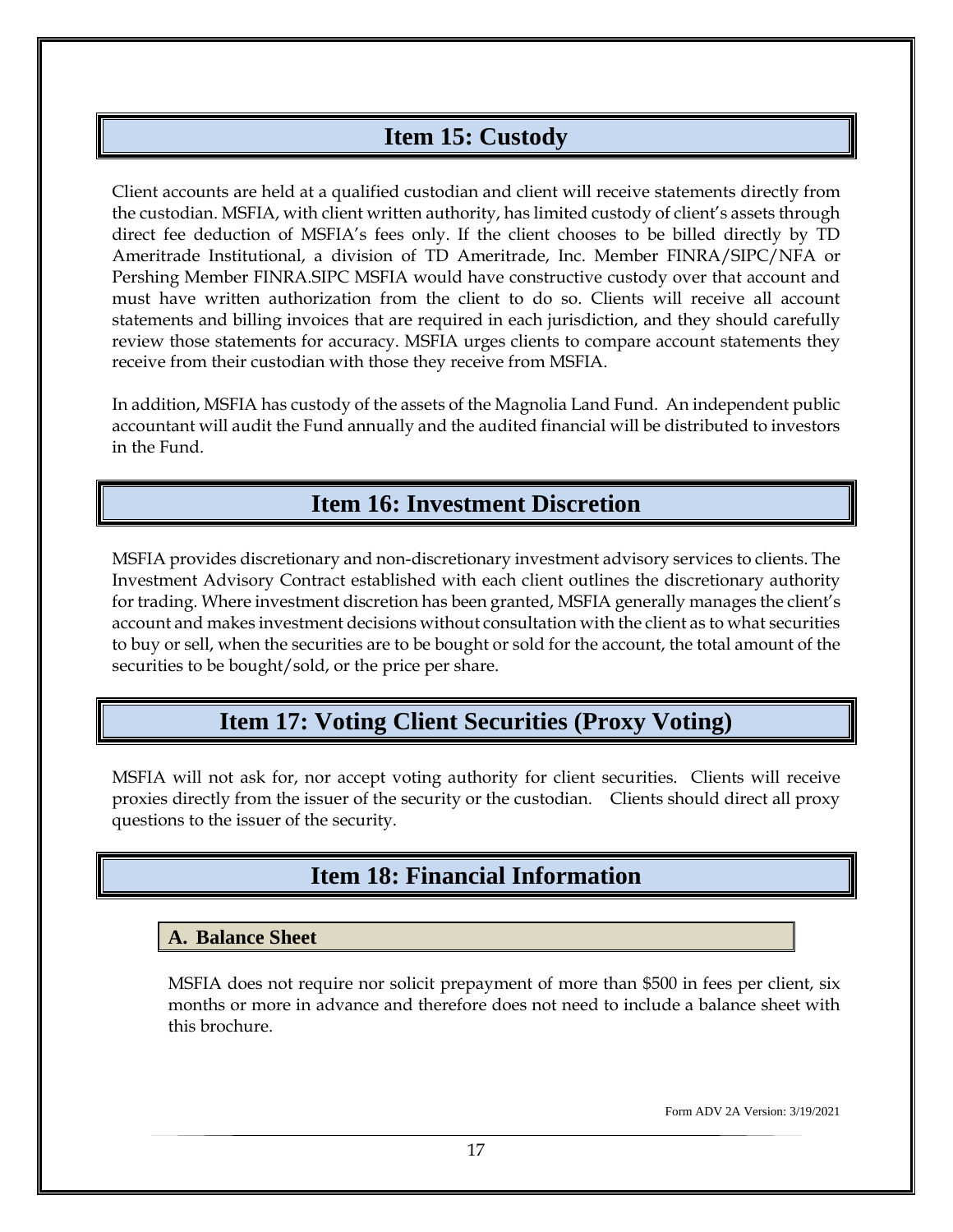# Item 15: Custody

Client accounts are held at a qualified custodian and client will receive statements directly from the custodian. MSFIA, with client written authority, has limited custody of client's assets through direct fee deduction of MSFIA's fees only. If the client chooses to be billed directly by TD Ameritrade Institutional, a division of TD Ameritrade, Inc. Member FINRA/SIPC/NFA or Pershing Member FINRA.SIPC MSFIA would have constructive custody over that account and must have written authorization from the client to do so. Clients will receive all account statements and billing invoices that are required in each jurisdiction, and they should carefully review those statements for accuracy. MSFIA urges clients to compare account statements they receive from their custodian with those they receive from MSFIA.

In addition, MSFIA has custody of the assets of the Magnolia Land Fund. An independent public accountant will audit the Fund annually and the audited financial will be distributed to investors in the Fund.

# Item 16: Investment Discretion

MSFIA provides discretionary and non-discretionary investment advisory services to clients. The Investment Advisory Contract established with each client outlines the discretionary authority for trading. Where investment discretion has been granted, MSFIA generally manages the client's account and makes investment decisions without consultation with the client as to what securities to buy or sell, when the securities are to be bought or sold for the account, the total amount of the securities to be bought/sold, or the price per share.

# Item 17: Voting Client Securities (Proxy Voting)

MSFIA will not ask for, nor accept voting authority for client securities. Clients will receive proxies directly from the issuer of the security or the custodian. Clients should direct all proxy questions to the issuer of the security.

# Item 18: Financial Information

## A. Balance Sheet

MSFIA does not require nor solicit prepayment of more than $500 in fees per client, six months or more in advance and therefore does not need to include a balance sheet with this brochure.

Form ADV 2A Version: 3/19/2021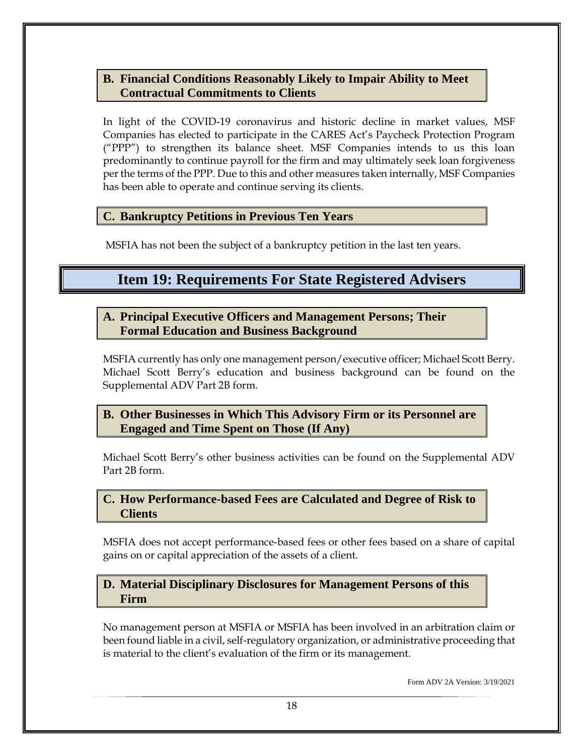### B. Financial Conditions Reasonably Likely to Impair Ability to Meet Contractual Commitments to Clients

In light of the COVID-19 coronavirus and historic decline in market values, MSF Companies has elected to participate in the CARES Act's Paycheck Protection Program ("PPP") to strengthen its balance sheet. MSF Companies intends to us this loan predominantly to continue payroll for the firm and may ultimately seek loan forgiveness per the terms of the PPP. Due to this and other measures taken internally, MSF Companies has been able to operate and continue serving its clients.

### C. Bankruptcy Petitions in Previous Ten Years

MSFIA has not been the subject of a bankruptcy petition in the last ten years.

## Item 19: Requirements For State Registered Advisers

### A. Principal Executive Officers and Management Persons; Their Formal Education and Business Background

MSFIA currently has only one management person/executive officer; Michael Scott Berry. Michael Scott Berry's education and business background can be found on the Supplemental ADV Part 2B form.

### B. Other Businesses in Which This Advisory Firm or its Personnel are Engaged and Time Spent on Those (If Any)

Michael Scott Berry's other business activities can be found on the Supplemental ADV Part 2B form.

### C. How Performance-based Fees are Calculated and Degree of Risk to Clients

MSFIA does not accept performance-based fees or other fees based on a share of capital gains on or capital appreciation of the assets of a client.

### D. Material Disciplinary Disclosures for Management Persons of this Firm

No management person at MSFIA or MSFIA has been involved in an arbitration claim or been found liable in a civil, self-regulatory organization, or administrative proceeding that is material to the client's evaluation of the firm or its management.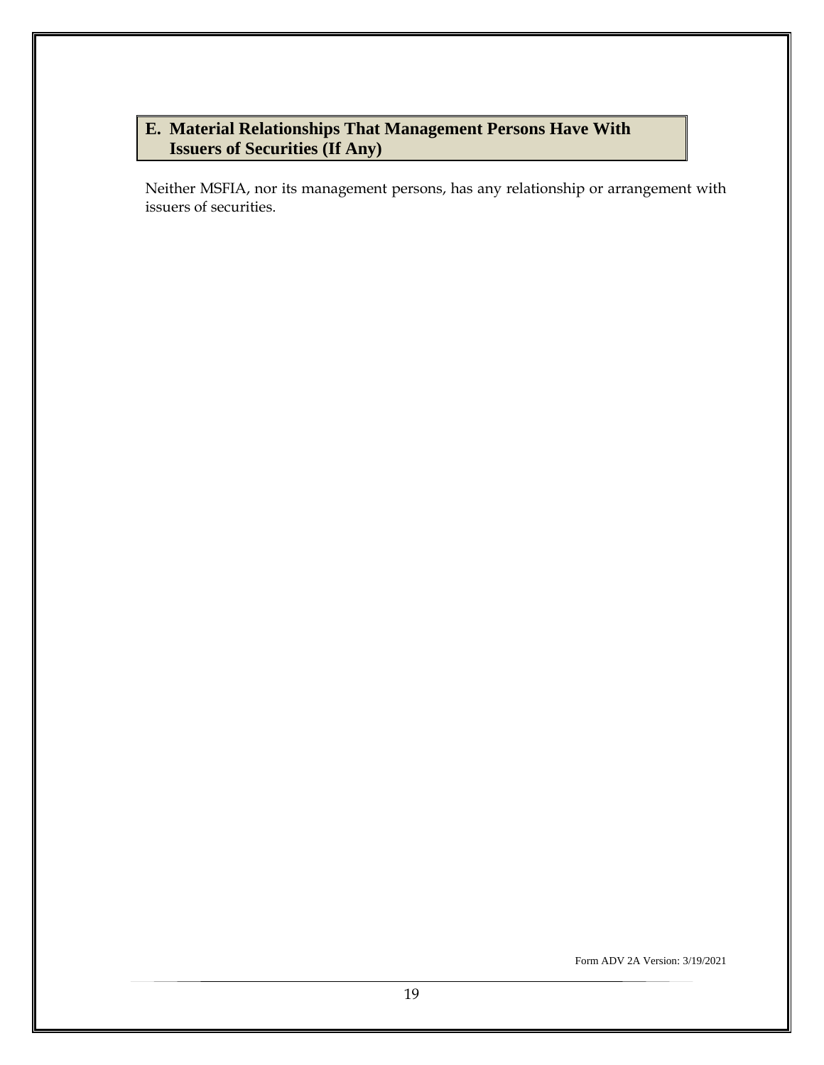## E. Material Relationships That Management Persons Have With Issuers of Securities (If Any)

Neither MSFIA, nor its management persons, has any relationship or arrangement with issuers of securities.